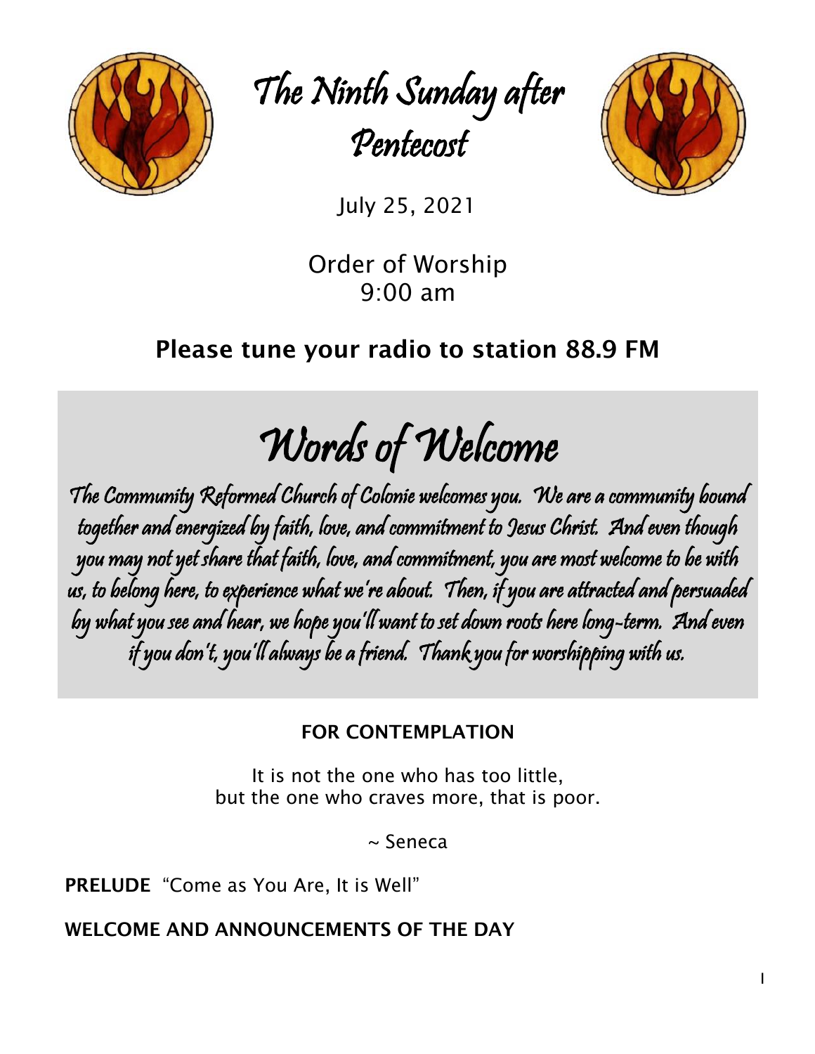# The Ninth Sunday after Pentecost

July 25, 2021

Order of Worship
9:00 am

**Please tune your radio to station 88.9 FM**

## Words of Welcome

The Community Reformed Church of Colonie welcomes you. We are a community bound together and energized by faith, love, and commitment to Jesus Christ. And even though you may not yet share that faith, love, and commitment, you are most welcome to be with us, to belong here, to experience what we're about. Then, if you are attracted and persuaded by what you see and hear, we hope you'll want to set down roots here long-term. And even if you don't, you'll always be a friend. Thank you for worshipping with us.

**FOR CONTEMPLATION**

It is not the one who has too little,
but the one who craves more, that is poor.

~ Seneca

**PRELUDE** "Come as You Are, It is Well"

**WELCOME AND ANNOUNCEMENTS OF THE DAY**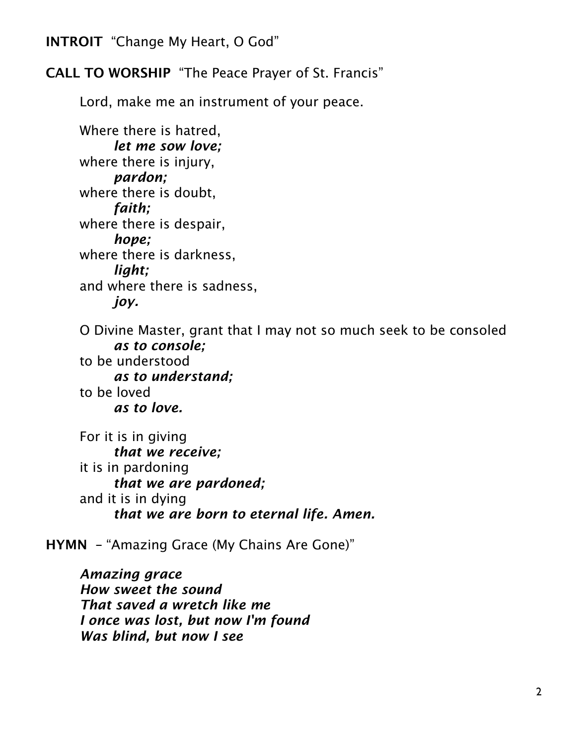**INTROIT** "Change My Heart, O God"

**CALL TO WORSHIP** "The Peace Prayer of St. Francis"

Lord, make me an instrument of your peace.

Where there is hatred,
&nbsp;&nbsp;&nbsp;&nbsp;***let me sow love;***
where there is injury,
&nbsp;&nbsp;&nbsp;&nbsp;***pardon;***
where there is doubt,
&nbsp;&nbsp;&nbsp;&nbsp;***faith;***
where there is despair,
&nbsp;&nbsp;&nbsp;&nbsp;***hope;***
where there is darkness,
&nbsp;&nbsp;&nbsp;&nbsp;***light;***
and where there is sadness,
&nbsp;&nbsp;&nbsp;&nbsp;***joy.***

O Divine Master, grant that I may not so much seek to be consoled
&nbsp;&nbsp;&nbsp;&nbsp;***as to console;***
to be understood
&nbsp;&nbsp;&nbsp;&nbsp;***as to understand;***
to be loved
&nbsp;&nbsp;&nbsp;&nbsp;***as to love.***

For it is in giving
&nbsp;&nbsp;&nbsp;&nbsp;***that we receive;***
it is in pardoning
&nbsp;&nbsp;&nbsp;&nbsp;***that we are pardoned;***
and it is in dying
&nbsp;&nbsp;&nbsp;&nbsp;***that we are born to eternal life. Amen.***

**HYMN** – "Amazing Grace (My Chains Are Gone)"

***Amazing grace***
***How sweet the sound***
***That saved a wretch like me***
***I once was lost, but now I'm found***
***Was blind, but now I see***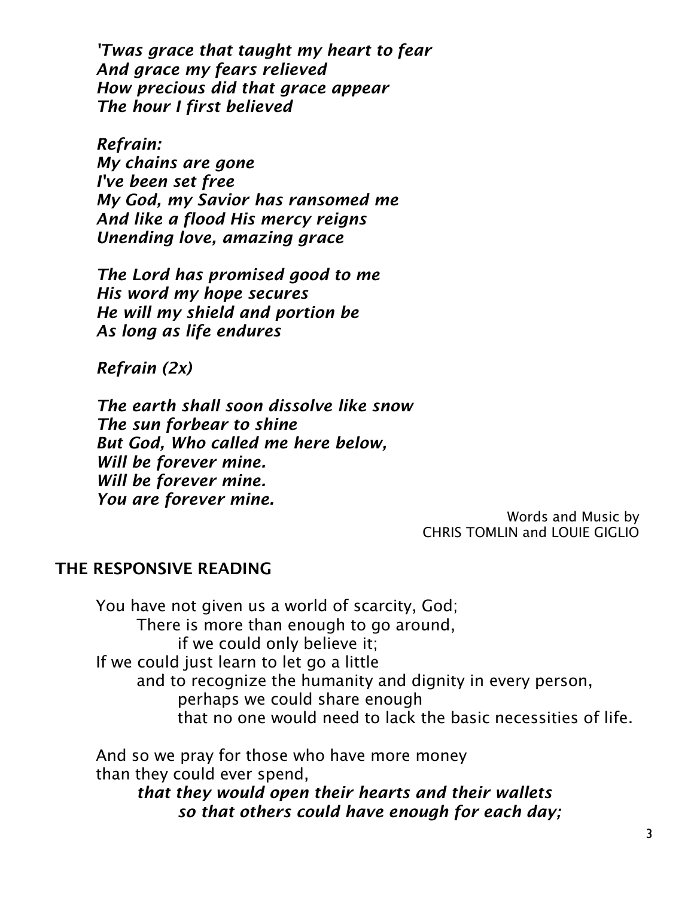*'Twas grace that taught my heart to fear*
*And grace my fears relieved*
*How precious did that grace appear*
*The hour I first believed*

*Refrain:*
*My chains are gone*
*I've been set free*
*My God, my Savior has ransomed me*
*And like a flood His mercy reigns*
*Unending love, amazing grace*

*The Lord has promised good to me*
*His word my hope secures*
*He will my shield and portion be*
*As long as life endures*

*Refrain (2x)*

*The earth shall soon dissolve like snow*
*The sun forbear to shine*
*But God, Who called me here below,*
*Will be forever mine.*
*Will be forever mine.*
*You are forever mine.*

Words and Music by
CHRIS TOMLIN and LOUIE GIGLIO

## THE RESPONSIVE READING

You have not given us a world of scarcity, God;
There is more than enough to go around,
if we could only believe it;
If we could just learn to let go a little
and to recognize the humanity and dignity in every person,
perhaps we could share enough
that no one would need to lack the basic necessities of life.

And so we pray for those who have more money
than they could ever spend,
***that they would open their hearts and their wallets***
***so that others could have enough for each day;***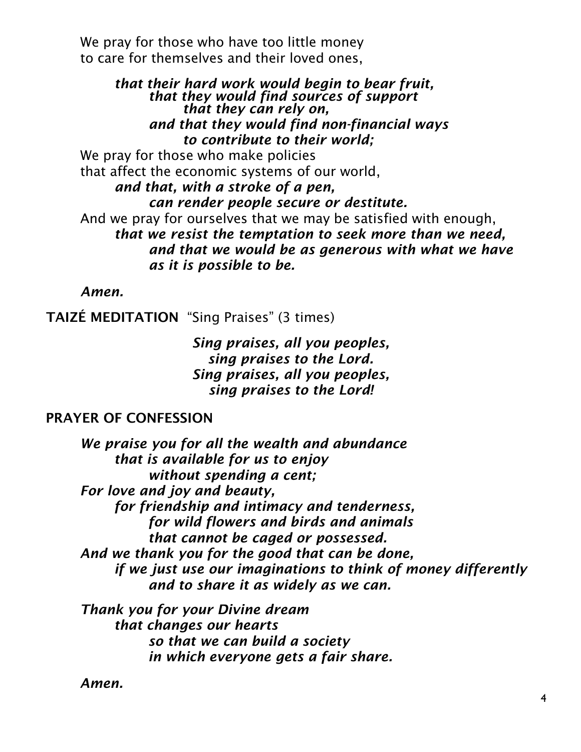We pray for those who have too little money
to care for themselves and their loved ones,

*that their hard work would begin to bear fruit,*
*that they would find sources of support*
*that they can rely on,*
*and that they would find non-financial ways*
*to contribute to their world;*

We pray for those who make policies
that affect the economic systems of our world,

*and that, with a stroke of a pen,*
*can render people secure or destitute.*

And we pray for ourselves that we may be satisfied with enough,

*that we resist the temptation to seek more than we need,*
*and that we would be as generous with what we have*
*as it is possible to be.*

*Amen.*

**TAIZÉ MEDITATION** "Sing Praises" (3 times)

*Sing praises, all you peoples,*
*sing praises to the Lord.*
*Sing praises, all you peoples,*
*sing praises to the Lord!*

**PRAYER OF CONFESSION**

*We praise you for all the wealth and abundance*
*that is available for us to enjoy*
*without spending a cent;*
*For love and joy and beauty,*
*for friendship and intimacy and tenderness,*
*for wild flowers and birds and animals*
*that cannot be caged or possessed.*
*And we thank you for the good that can be done,*
*if we just use our imaginations to think of money differently*
*and to share it as widely as we can.*

*Thank you for your Divine dream*
*that changes our hearts*
*so that we can build a society*
*in which everyone gets a fair share.*

*Amen.*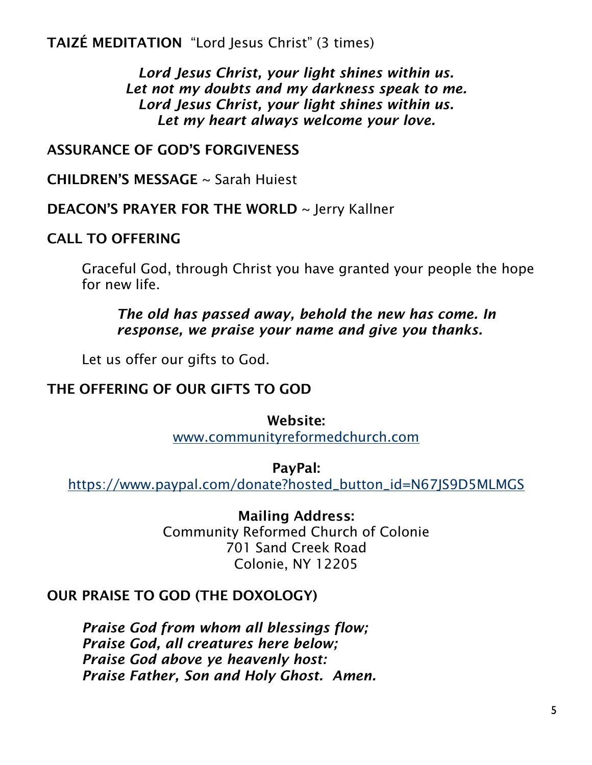**TAIZÉ MEDITATION** "Lord Jesus Christ" (3 times)

*Lord Jesus Christ, your light shines within us.*
*Let not my doubts and my darkness speak to me.*
*Lord Jesus Christ, your light shines within us.*
*Let my heart always welcome your love.*

**ASSURANCE OF GOD'S FORGIVENESS**

**CHILDREN'S MESSAGE** ~ Sarah Huiest

**DEACON'S PRAYER FOR THE WORLD** ~ Jerry Kallner

**CALL TO OFFERING**

Graceful God, through Christ you have granted your people the hope for new life.

*The old has passed away, behold the new has come. In response, we praise your name and give you thanks.*

Let us offer our gifts to God.

**THE OFFERING OF OUR GIFTS TO GOD**

**Website:**
www.communityreformedchurch.com

**PayPal:**
https://www.paypal.com/donate?hosted_button_id=N67JS9D5MLMGS

**Mailing Address:**
Community Reformed Church of Colonie
701 Sand Creek Road
Colonie, NY 12205

**OUR PRAISE TO GOD (THE DOXOLOGY)**

*Praise God from whom all blessings flow;*
*Praise God, all creatures here below;*
*Praise God above ye heavenly host:*
*Praise Father, Son and Holy Ghost. Amen.*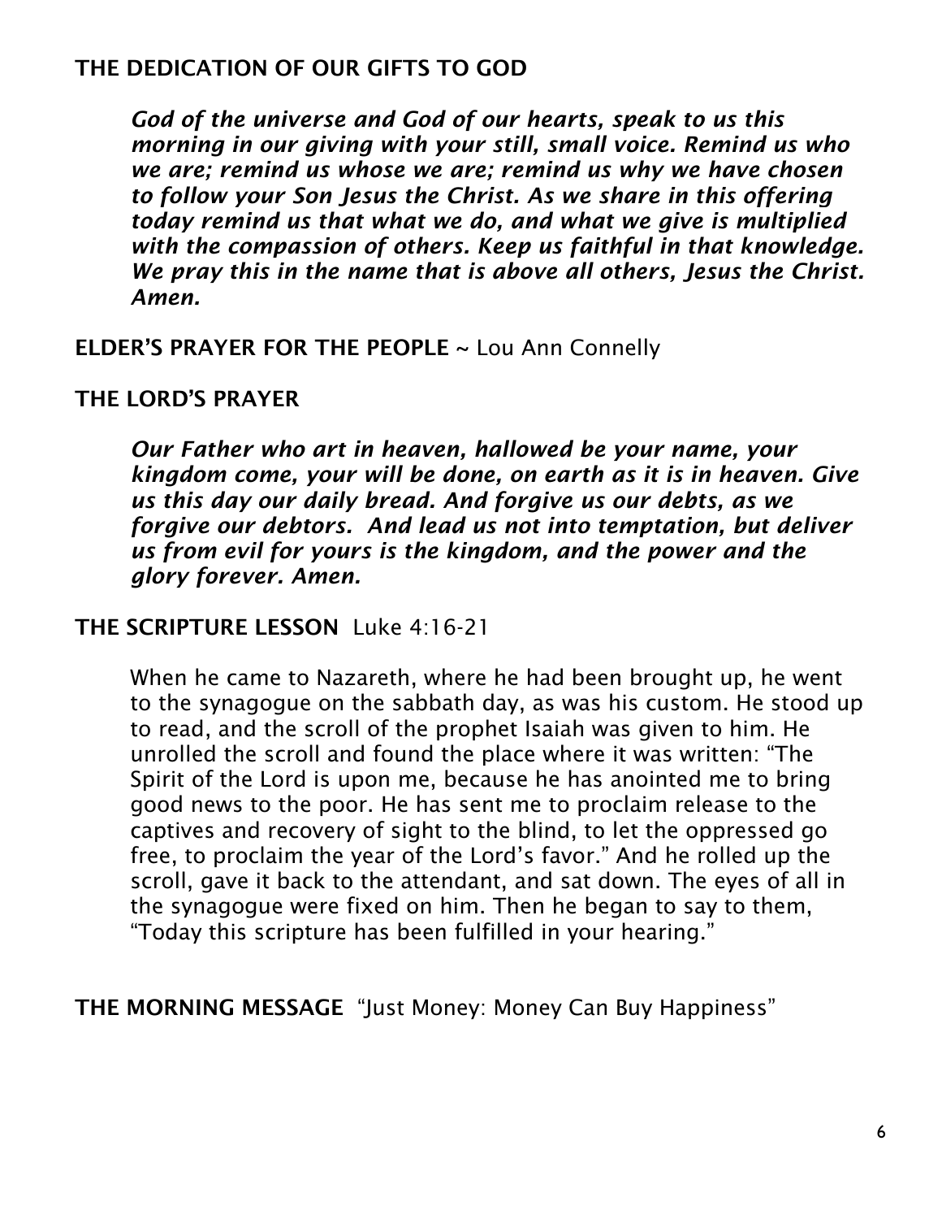**THE DEDICATION OF OUR GIFTS TO GOD**

> ***God of the universe and God of our hearts, speak to us this morning in our giving with your still, small voice. Remind us who we are; remind us whose we are; remind us why we have chosen to follow your Son Jesus the Christ. As we share in this offering today remind us that what we do, and what we give is multiplied with the compassion of others. Keep us faithful in that knowledge. We pray this in the name that is above all others, Jesus the Christ. Amen.***

**ELDER'S PRAYER FOR THE PEOPLE** ~ Lou Ann Connelly

**THE LORD'S PRAYER**

> ***Our Father who art in heaven, hallowed be your name, your kingdom come, your will be done, on earth as it is in heaven. Give us this day our daily bread. And forgive us our debts, as we forgive our debtors. And lead us not into temptation, but deliver us from evil for yours is the kingdom, and the power and the glory forever. Amen.***

**THE SCRIPTURE LESSON** Luke 4:16-21

> When he came to Nazareth, where he had been brought up, he went to the synagogue on the sabbath day, as was his custom. He stood up to read, and the scroll of the prophet Isaiah was given to him. He unrolled the scroll and found the place where it was written: "The Spirit of the Lord is upon me, because he has anointed me to bring good news to the poor. He has sent me to proclaim release to the captives and recovery of sight to the blind, to let the oppressed go free, to proclaim the year of the Lord's favor." And he rolled up the scroll, gave it back to the attendant, and sat down. The eyes of all in the synagogue were fixed on him. Then he began to say to them, "Today this scripture has been fulfilled in your hearing."

**THE MORNING MESSAGE** "Just Money: Money Can Buy Happiness"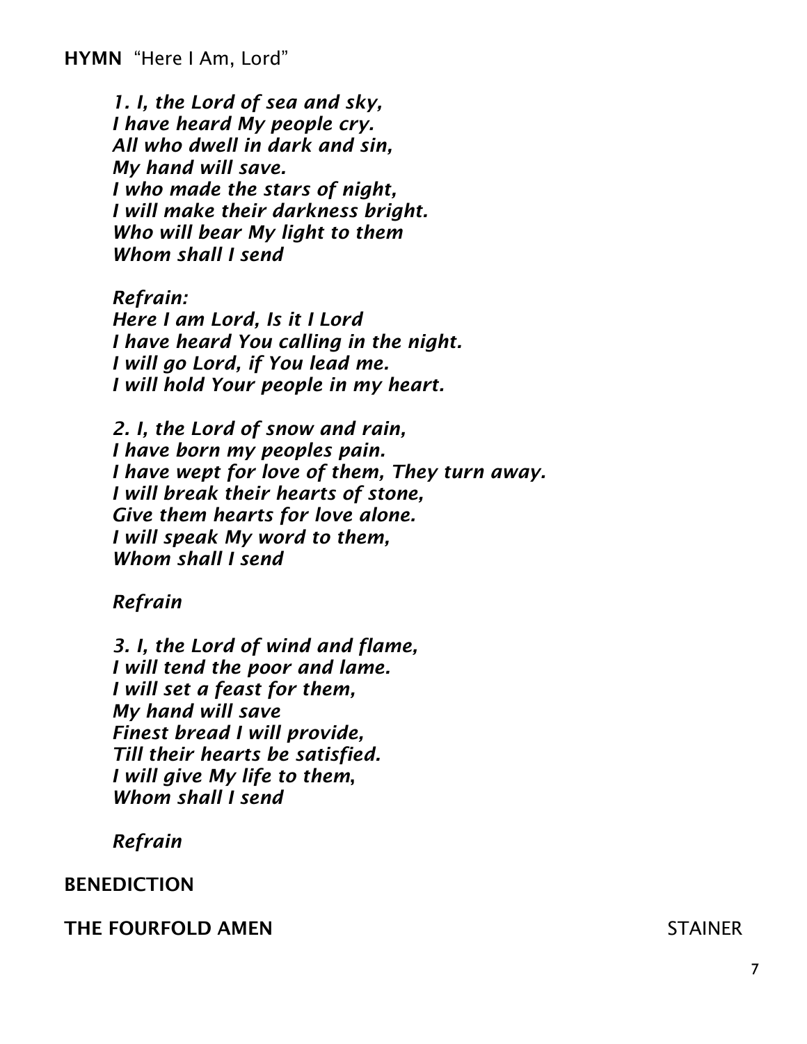**HYMN** "Here I Am, Lord"

*1. I, the Lord of sea and sky,*
*I have heard My people cry.*
*All who dwell in dark and sin,*
*My hand will save.*
*I who made the stars of night,*
*I will make their darkness bright.*
*Who will bear My light to them*
*Whom shall I send*

*Refrain:*
*Here I am Lord, Is it I Lord*
*I have heard You calling in the night.*
*I will go Lord, if You lead me.*
*I will hold Your people in my heart.*

*2. I, the Lord of snow and rain,*
*I have born my peoples pain.*
*I have wept for love of them, They turn away.*
*I will break their hearts of stone,*
*Give them hearts for love alone.*
*I will speak My word to them,*
*Whom shall I send*

*Refrain*

*3. I, the Lord of wind and flame,*
*I will tend the poor and lame.*
*I will set a feast for them,*
*My hand will save*
*Finest bread I will provide,*
*Till their hearts be satisfied.*
*I will give My life to them,*
*Whom shall I send*

*Refrain*

**BENEDICTION**

**THE FOURFOLD AMEN** STAINER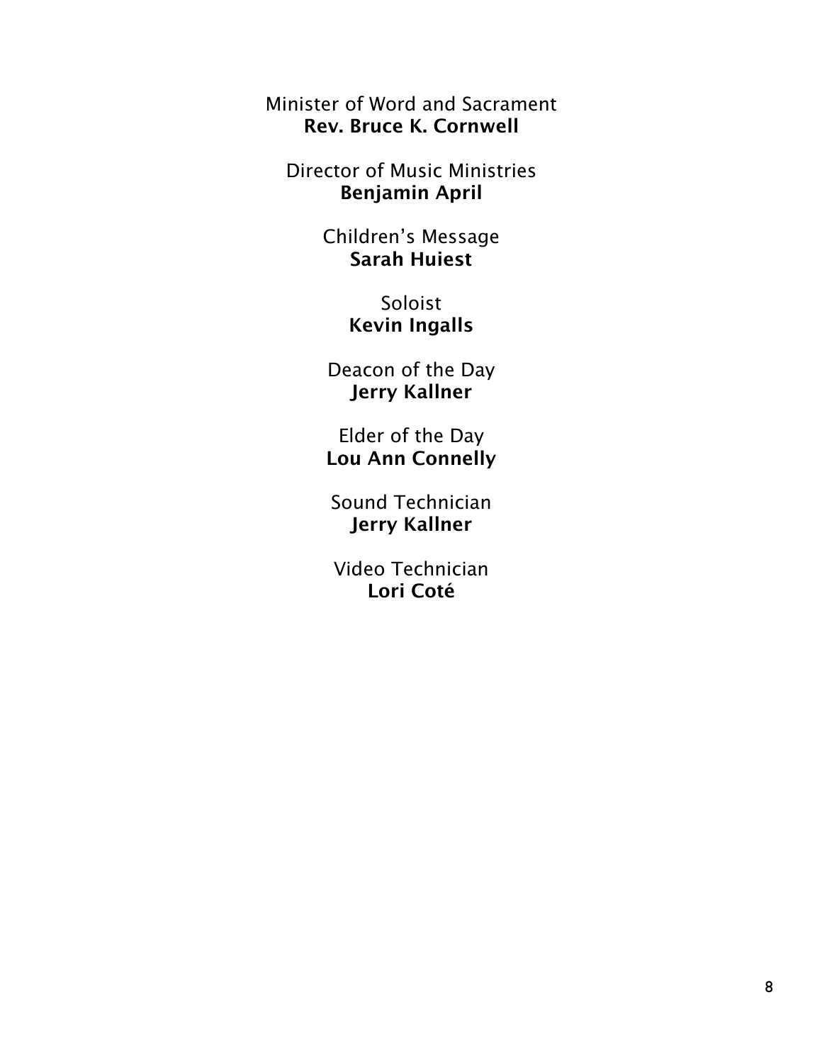Minister of Word and Sacrament
**Rev. Bruce K. Cornwell**

Director of Music Ministries
**Benjamin April**

Children's Message
**Sarah Huiest**

Soloist
**Kevin Ingalls**

Deacon of the Day
**Jerry Kallner**

Elder of the Day
**Lou Ann Connelly**

Sound Technician
**Jerry Kallner**

Video Technician
**Lori Coté**